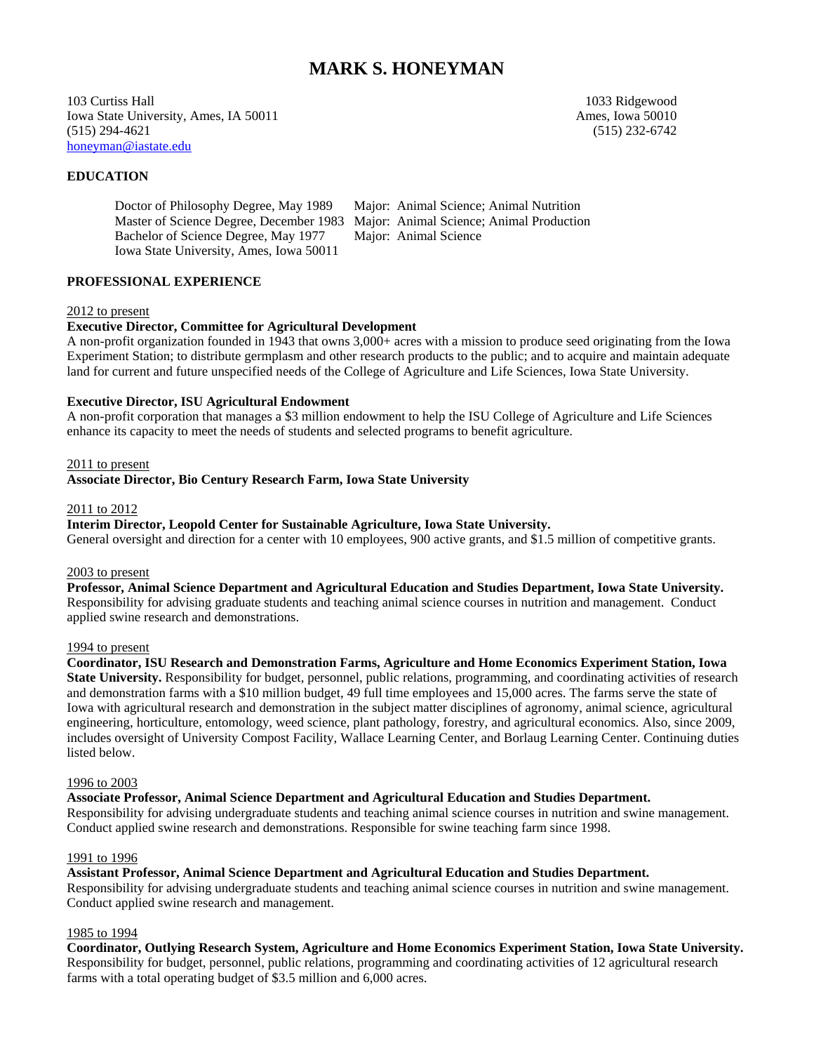# MARK S. HONEYMAN

103 Curtiss Hall
Iowa State University, Ames, IA 50011
(515) 294-4621
honeyman@iastate.edu

1033 Ridgewood
Ames, Iowa 50010
(515) 232-6742

## EDUCATION

| | |
|---|---|
| Doctor of Philosophy Degree, May 1989 | Major: Animal Science; Animal Nutrition |
| Master of Science Degree, December 1983 | Major: Animal Science; Animal Production |
| Bachelor of Science Degree, May 1977 | Major: Animal Science |
| Iowa State University, Ames, Iowa 50011 | |

## PROFESSIONAL EXPERIENCE

2012 to present

**Executive Director, Committee for Agricultural Development**
A non-profit organization founded in 1943 that owns 3,000+ acres with a mission to produce seed originating from the Iowa Experiment Station; to distribute germplasm and other research products to the public; and to acquire and maintain adequate land for current and future unspecified needs of the College of Agriculture and Life Sciences, Iowa State University.

**Executive Director, ISU Agricultural Endowment**
A non-profit corporation that manages a $3 million endowment to help the ISU College of Agriculture and Life Sciences enhance its capacity to meet the needs of students and selected programs to benefit agriculture.

2011 to present

**Associate Director, Bio Century Research Farm, Iowa State University**

2011 to 2012

**Interim Director, Leopold Center for Sustainable Agriculture, Iowa State University.**
General oversight and direction for a center with 10 employees, 900 active grants, and $1.5 million of competitive grants.

2003 to present

**Professor, Animal Science Department and Agricultural Education and Studies Department, Iowa State University.**
Responsibility for advising graduate students and teaching animal science courses in nutrition and management. Conduct applied swine research and demonstrations.

1994 to present

**Coordinator, ISU Research and Demonstration Farms, Agriculture and Home Economics Experiment Station, Iowa State University.** Responsibility for budget, personnel, public relations, programming, and coordinating activities of research and demonstration farms with a $10 million budget, 49 full time employees and 15,000 acres. The farms serve the state of Iowa with agricultural research and demonstration in the subject matter disciplines of agronomy, animal science, agricultural engineering, horticulture, entomology, weed science, plant pathology, forestry, and agricultural economics. Also, since 2009, includes oversight of University Compost Facility, Wallace Learning Center, and Borlaug Learning Center. Continuing duties listed below.

1996 to 2003

**Associate Professor, Animal Science Department and Agricultural Education and Studies Department.**
Responsibility for advising undergraduate students and teaching animal science courses in nutrition and swine management. Conduct applied swine research and demonstrations. Responsible for swine teaching farm since 1998.

1991 to 1996

**Assistant Professor, Animal Science Department and Agricultural Education and Studies Department.**
Responsibility for advising undergraduate students and teaching animal science courses in nutrition and swine management. Conduct applied swine research and management.

1985 to 1994

**Coordinator, Outlying Research System, Agriculture and Home Economics Experiment Station, Iowa State University.**
Responsibility for budget, personnel, public relations, programming and coordinating activities of 12 agricultural research farms with a total operating budget of $3.5 million and 6,000 acres.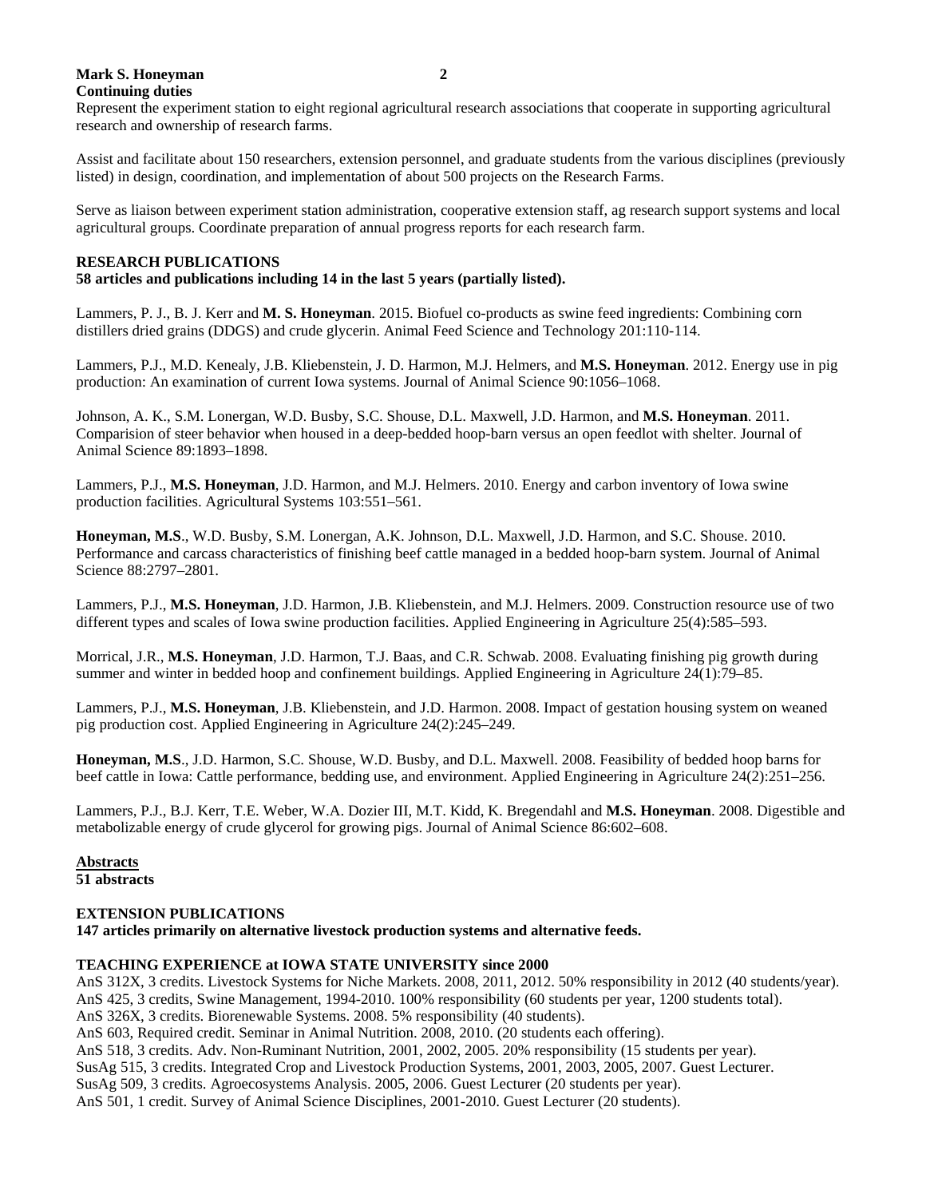**Continuing duties**

Represent the experiment station to eight regional agricultural research associations that cooperate in supporting agricultural research and ownership of research farms.

Assist and facilitate about 150 researchers, extension personnel, and graduate students from the various disciplines (previously listed) in design, coordination, and implementation of about 500 projects on the Research Farms.

Serve as liaison between experiment station administration, cooperative extension staff, ag research support systems and local agricultural groups. Coordinate preparation of annual progress reports for each research farm.

**RESEARCH PUBLICATIONS**

**58 articles and publications including 14 in the last 5 years (partially listed).**

Lammers, P. J., B. J. Kerr and **M. S. Honeyman**. 2015. Biofuel co-products as swine feed ingredients: Combining corn distillers dried grains (DDGS) and crude glycerin. Animal Feed Science and Technology 201:110-114.

Lammers, P.J., M.D. Kenealy, J.B. Kliebenstein, J. D. Harmon, M.J. Helmers, and **M.S. Honeyman**. 2012. Energy use in pig production: An examination of current Iowa systems. Journal of Animal Science 90:1056–1068.

Johnson, A. K., S.M. Lonergan, W.D. Busby, S.C. Shouse, D.L. Maxwell, J.D. Harmon, and **M.S. Honeyman**. 2011. Comparision of steer behavior when housed in a deep-bedded hoop-barn versus an open feedlot with shelter. Journal of Animal Science 89:1893–1898.

Lammers, P.J., **M.S. Honeyman**, J.D. Harmon, and M.J. Helmers. 2010. Energy and carbon inventory of Iowa swine production facilities. Agricultural Systems 103:551–561.

**Honeyman, M.S**., W.D. Busby, S.M. Lonergan, A.K. Johnson, D.L. Maxwell, J.D. Harmon, and S.C. Shouse. 2010. Performance and carcass characteristics of finishing beef cattle managed in a bedded hoop-barn system. Journal of Animal Science 88:2797–2801.

Lammers, P.J., **M.S. Honeyman**, J.D. Harmon, J.B. Kliebenstein, and M.J. Helmers. 2009. Construction resource use of two different types and scales of Iowa swine production facilities. Applied Engineering in Agriculture 25(4):585–593.

Morrical, J.R., **M.S. Honeyman**, J.D. Harmon, T.J. Baas, and C.R. Schwab. 2008. Evaluating finishing pig growth during summer and winter in bedded hoop and confinement buildings. Applied Engineering in Agriculture 24(1):79–85.

Lammers, P.J., **M.S. Honeyman**, J.B. Kliebenstein, and J.D. Harmon. 2008. Impact of gestation housing system on weaned pig production cost. Applied Engineering in Agriculture 24(2):245–249.

**Honeyman, M.S**., J.D. Harmon, S.C. Shouse, W.D. Busby, and D.L. Maxwell. 2008. Feasibility of bedded hoop barns for beef cattle in Iowa: Cattle performance, bedding use, and environment. Applied Engineering in Agriculture 24(2):251–256.

Lammers, P.J., B.J. Kerr, T.E. Weber, W.A. Dozier III, M.T. Kidd, K. Bregendahl and **M.S. Honeyman**. 2008. Digestible and metabolizable energy of crude glycerol for growing pigs. Journal of Animal Science 86:602–608.

**Abstracts**

**51 abstracts**

**EXTENSION PUBLICATIONS**

**147 articles primarily on alternative livestock production systems and alternative feeds.**

**TEACHING EXPERIENCE at IOWA STATE UNIVERSITY since 2000**

AnS 312X, 3 credits. Livestock Systems for Niche Markets. 2008, 2011, 2012. 50% responsibility in 2012 (40 students/year).
AnS 425, 3 credits, Swine Management, 1994-2010. 100% responsibility (60 students per year, 1200 students total).
AnS 326X, 3 credits. Biorenewable Systems. 2008. 5% responsibility (40 students).
AnS 603, Required credit. Seminar in Animal Nutrition. 2008, 2010. (20 students each offering).
AnS 518, 3 credits. Adv. Non-Ruminant Nutrition, 2001, 2002, 2005. 20% responsibility (15 students per year).
SusAg 515, 3 credits. Integrated Crop and Livestock Production Systems, 2001, 2003, 2005, 2007. Guest Lecturer.
SusAg 509, 3 credits. Agroecosystems Analysis. 2005, 2006. Guest Lecturer (20 students per year).
AnS 501, 1 credit. Survey of Animal Science Disciplines, 2001-2010. Guest Lecturer (20 students).